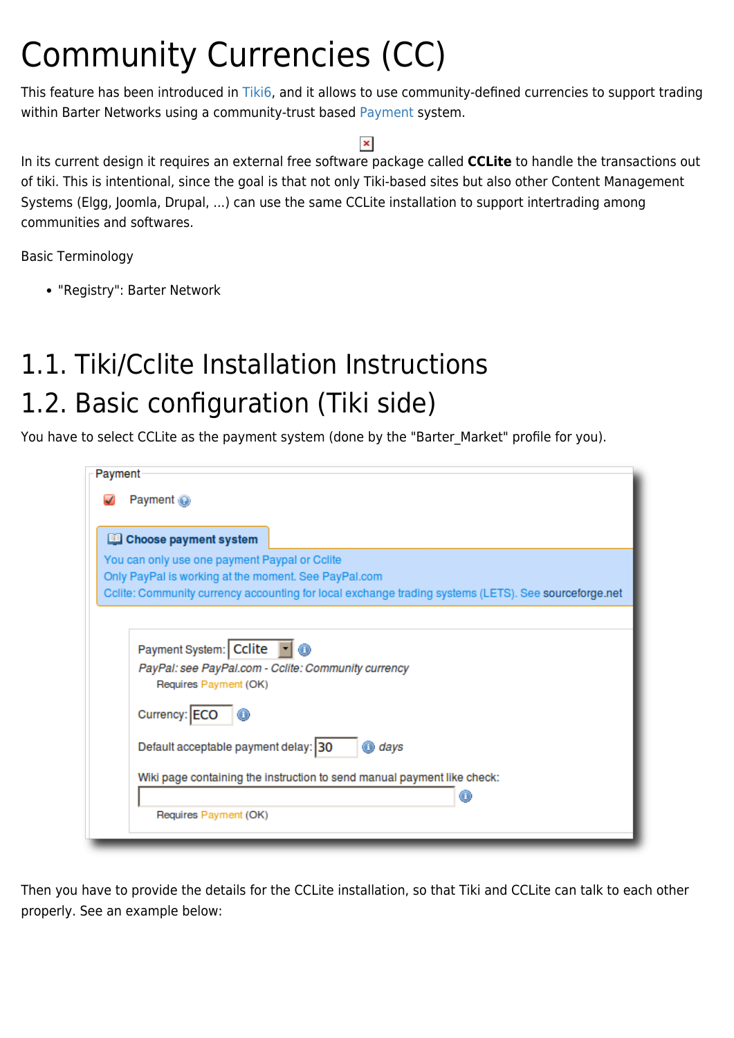# Community Currencies (CC)

This feature has been introduced in Tiki6, and it allows to use community-defined currencies to support trading within Barter Networks using a community-trust based Payment system.

In its current design it requires an external free software package called **CCLite** to handle the transactions out of tiki. This is intentional, since the goal is that not only Tiki-based sites but also other Content Management Systems (Elgg, Joomla, Drupal, ...) can use the same CCLite installation to support intertrading among communities and softwares.

Basic Terminology

- "Registry": Barter Network

## 1.1. Tiki/Cclite Installation Instructions

## 1.2. Basic configuration (Tiki side)

You have to select CCLite as the payment system (done by the "Barter_Market" profile for you).

Payment

Payment

**Choose payment system**

You can only use one payment Paypal or Cclite
Only PayPal is working at the moment. See PayPal.com
Cclite: Community currency accounting for local exchange trading systems (LETS). See sourceforge.net

Payment System: Cclite
*PayPal: see PayPal.com - Cclite: Community currency*
Requires Payment (OK)

Currency: ECO

Default acceptable payment delay: 30 *days*

Wiki page containing the instruction to send manual payment like check:

Requires Payment (OK)

Then you have to provide the details for the CCLite installation, so that Tiki and CCLite can talk to each other properly. See an example below: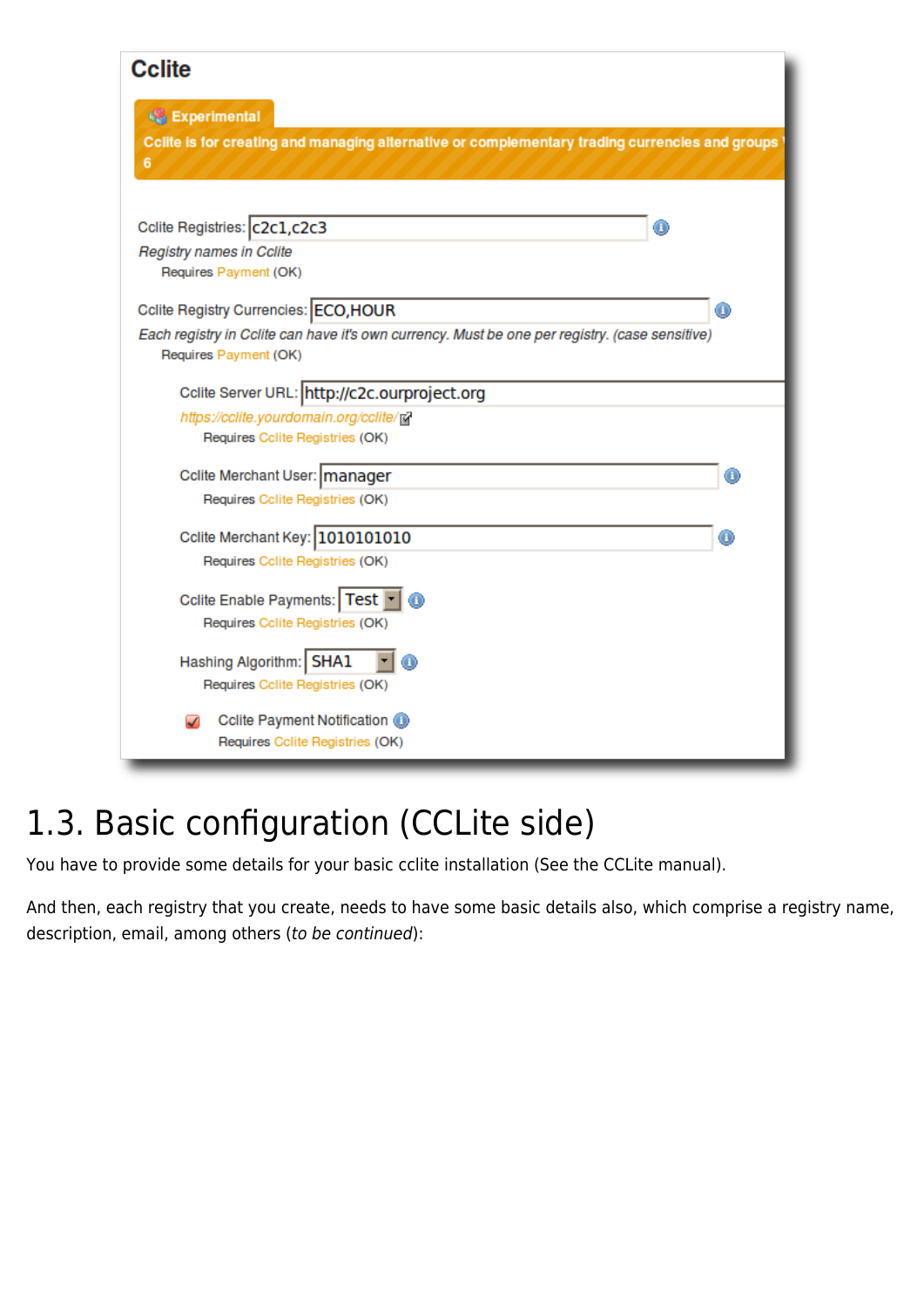# Cclite

**Experimental**

**Cclite is for creating and managing alternative or complementary trading currencies and groups**
**6**

Cclite Registries: c2c1,c2c3
*Registry names in Cclite*
Requires Payment (OK)

Cclite Registry Currencies: ECO,HOUR
*Each registry in Cclite can have it's own currency. Must be one per registry. (case sensitive)*
Requires Payment (OK)

Cclite Server URL: http://c2c.ourproject.org
*https://cclite.yourdomain.org/cclite/*
Requires Cclite Registries (OK)

Cclite Merchant User: manager
Requires Cclite Registries (OK)

Cclite Merchant Key: 1010101010
Requires Cclite Registries (OK)

Cclite Enable Payments: Test
Requires Cclite Registries (OK)

Hashing Algorithm: SHA1
Requires Cclite Registries (OK)

Cclite Payment Notification
Requires Cclite Registries (OK)

## 1.3. Basic configuration (CCLite side)

You have to provide some details for your basic cclite installation (See the CCLite manual).

And then, each registry that you create, needs to have some basic details also, which comprise a registry name, description, email, among others (*to be continued*):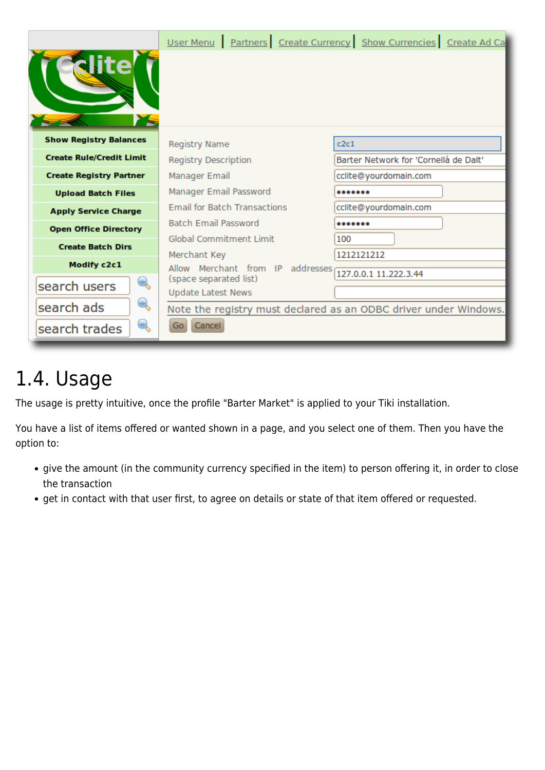## 1.4. Usage

The usage is pretty intuitive, once the profile "Barter Market" is applied to your Tiki installation.

You have a list of items offered or wanted shown in a page, and you select one of them. Then you have the option to:

- give the amount (in the community currency specified in the item) to person offering it, in order to close the transaction
- get in contact with that user first, to agree on details or state of that item offered or requested.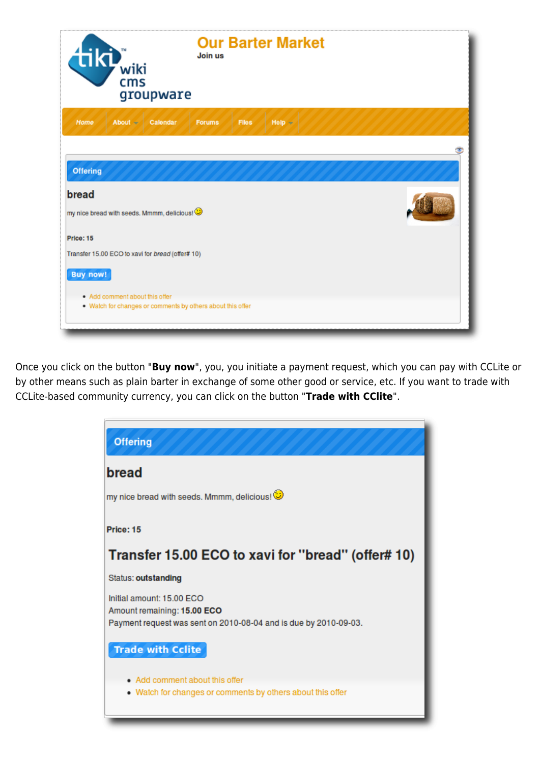Once you click on the button "**Buy now**", you, you initiate a payment request, which you can pay with CCLite or by other means such as plain barter in exchange of some other good or service, etc. If you want to trade with CCLite-based community currency, you can click on the button "**Trade with CClite**".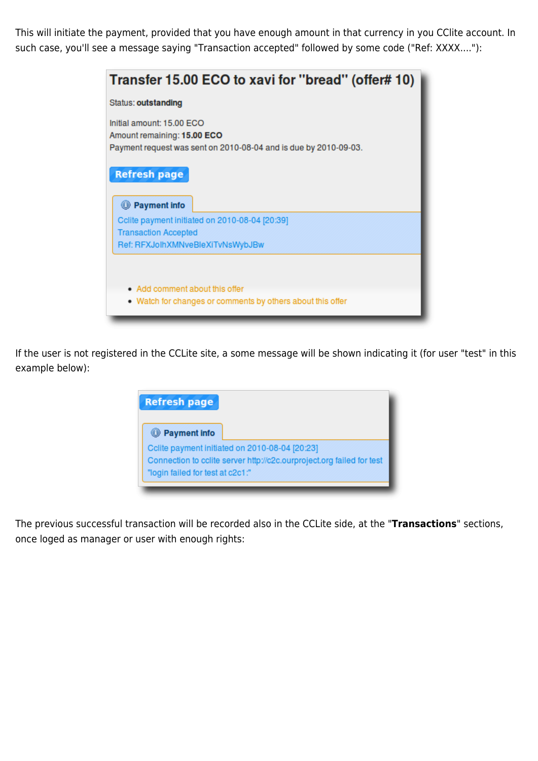This will initiate the payment, provided that you have enough amount in that currency in you CClite account. In such case, you'll see a message saying "Transaction accepted" followed by some code ("Ref: XXXX...."):

**Transfer 15.00 ECO to xavi for "bread" (offer# 10)**

Status: **outstanding**

Initial amount: 15.00 ECO
Amount remaining: **15.00 ECO**
Payment request was sent on 2010-08-04 and is due by 2010-09-03.

Refresh page

**Payment info**

Cclite payment initiated on 2010-08-04 [20:39]
Transaction Accepted
Ref: RFXJolhXMNveBleXiTvNsWybJBw

- Add comment about this offer
- Watch for changes or comments by others about this offer

If the user is not registered in the CCLite site, a some message will be shown indicating it (for user "test" in this example below):

Refresh page

**Payment info**

Cclite payment initiated on 2010-08-04 [20:23]
Connection to cclite server http://c2c.ourproject.org failed for test
"login failed for test at c2c1:"

The previous successful transaction will be recorded also in the CCLite side, at the "**Transactions**" sections, once loged as manager or user with enough rights: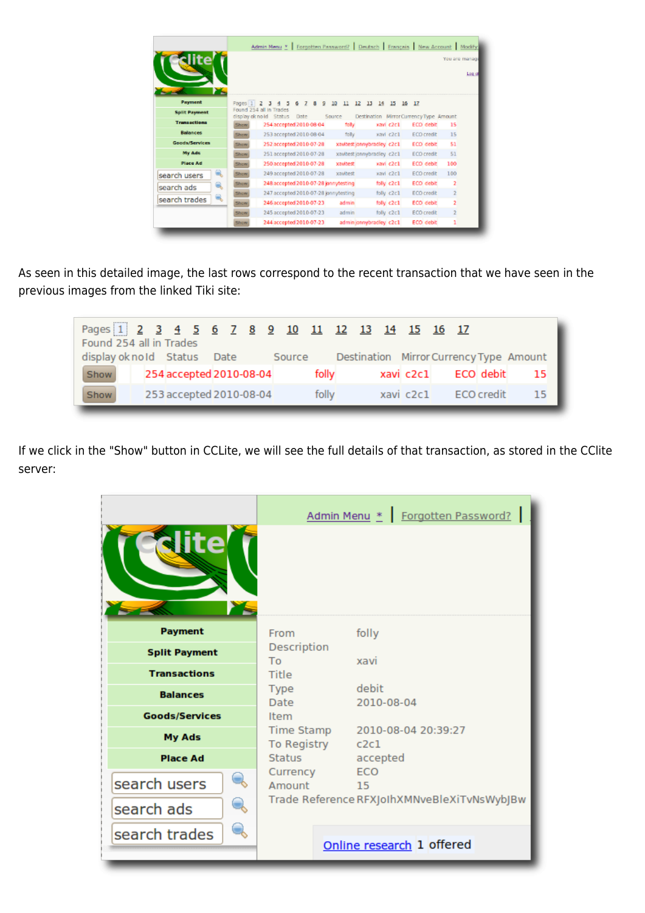As seen in this detailed image, the last rows correspond to the recent transaction that we have seen in the previous images from the linked Tiki site:

If we click in the "Show" button in CCLite, we will see the full details of that transaction, as stored in the CClite server: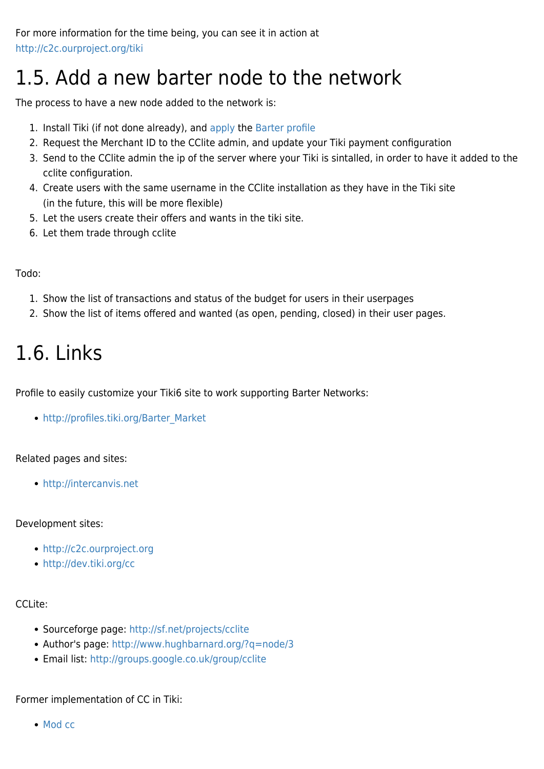For more information for the time being, you can see it in action at
http://c2c.ourproject.org/tiki

# 1.5. Add a new barter node to the network

The process to have a new node added to the network is:

1. Install Tiki (if not done already), and apply the Barter profile
2. Request the Merchant ID to the CClite admin, and update your Tiki payment configuration
3. Send to the CClite admin the ip of the server where your Tiki is sintalled, in order to have it added to the cclite configuration.
4. Create users with the same username in the CClite installation as they have in the Tiki site
   (in the future, this will be more flexible)
5. Let the users create their offers and wants in the tiki site.
6. Let them trade through cclite

Todo:

1. Show the list of transactions and status of the budget for users in their userpages
2. Show the list of items offered and wanted (as open, pending, closed) in their user pages.

# 1.6. Links

Profile to easily customize your Tiki6 site to work supporting Barter Networks:

- http://profiles.tiki.org/Barter_Market

Related pages and sites:

- http://intercanvis.net

Development sites:

- http://c2c.ourproject.org
- http://dev.tiki.org/cc

CCLite:

- Sourceforge page: http://sf.net/projects/cclite
- Author's page: http://www.hughbarnard.org/?q=node/3
- Email list: http://groups.google.co.uk/group/cclite

Former implementation of CC in Tiki:

- Mod cc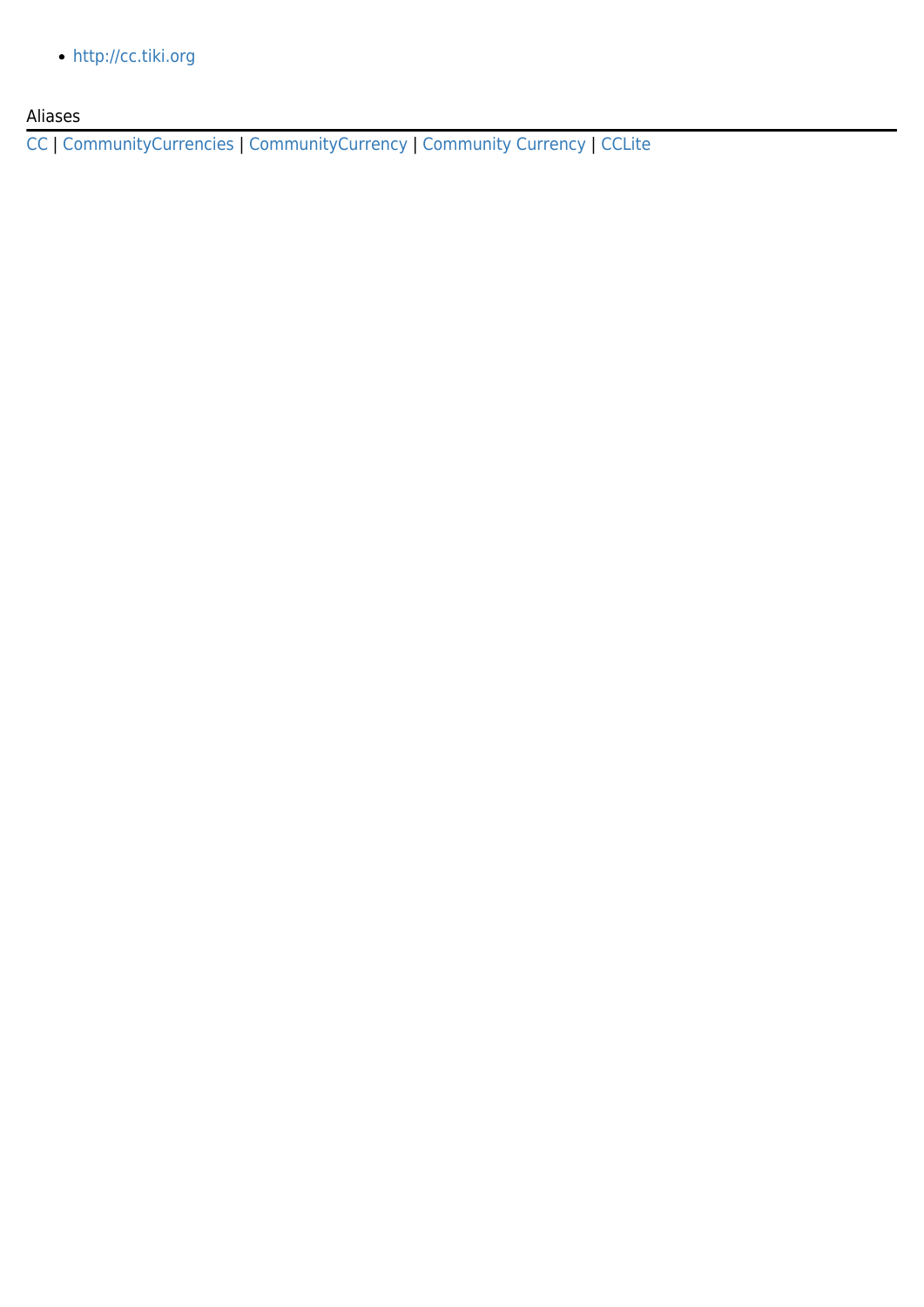- http://cc.tiki.org

Aliases

CC | CommunityCurrencies | CommunityCurrency | Community Currency | CCLite